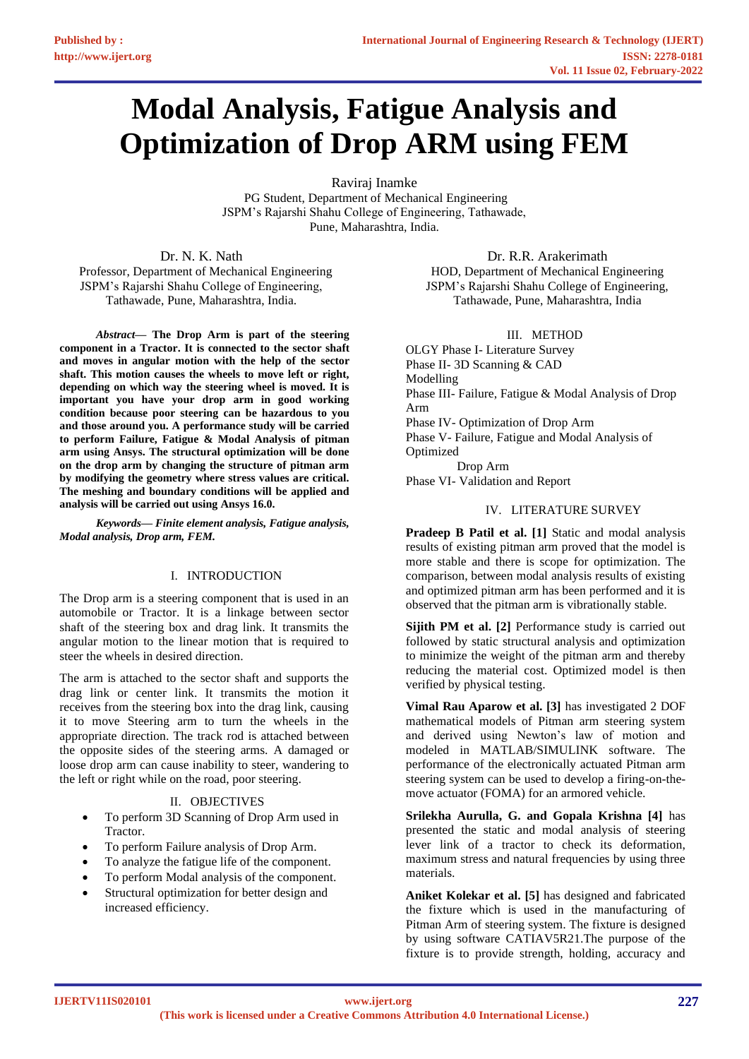# Modal Analysis, Fatigue Analysis and Optimization of Drop ARM using FEM

Raviraj Inamke
PG Student, Department of Mechanical Engineering
JSPM's Rajarshi Shahu College of Engineering, Tathawade,
Pune, Maharashtra, India.

Dr. N. K. Nath
Professor, Department of Mechanical Engineering
JSPM's Rajarshi Shahu College of Engineering,
Tathawade, Pune, Maharashtra, India.

Dr. R.R. Arakerimath
HOD, Department of Mechanical Engineering
JSPM's Rajarshi Shahu College of Engineering,
Tathawade, Pune, Maharashtra, India

***Abstract*— The Drop Arm is part of the steering component in a Tractor. It is connected to the sector shaft and moves in angular motion with the help of the sector shaft. This motion causes the wheels to move left or right, depending on which way the steering wheel is moved. It is important you have your drop arm in good working condition because poor steering can be hazardous to you and those around you. A performance study will be carried to perform Failure, Fatigue & Modal Analysis of pitman arm using Ansys. The structural optimization will be done on the drop arm by changing the structure of pitman arm by modifying the geometry where stress values are critical. The meshing and boundary conditions will be applied and analysis will be carried out using Ansys 16.0.**

***Keywords*— Finite element analysis, Fatigue analysis, Modal analysis, Drop arm, FEM.**

## I. INTRODUCTION

The Drop arm is a steering component that is used in an automobile or Tractor. It is a linkage between sector shaft of the steering box and drag link. It transmits the angular motion to the linear motion that is required to steer the wheels in desired direction.

The arm is attached to the sector shaft and supports the drag link or center link. It transmits the motion it receives from the steering box into the drag link, causing it to move Steering arm to turn the wheels in the appropriate direction. The track rod is attached between the opposite sides of the steering arms. A damaged or loose drop arm can cause inability to steer, wandering to the left or right while on the road, poor steering.

## II. OBJECTIVES

- To perform 3D Scanning of Drop Arm used in Tractor.
- To perform Failure analysis of Drop Arm.
- To analyze the fatigue life of the component.
- To perform Modal analysis of the component.
- Structural optimization for better design and increased efficiency.

## III. METHOD

OLGY Phase I- Literature Survey
Phase II- 3D Scanning & CAD Modelling
Phase III- Failure, Fatigue & Modal Analysis of Drop Arm
Phase IV- Optimization of Drop Arm
Phase V- Failure, Fatigue and Modal Analysis of Optimized Drop Arm
Phase VI- Validation and Report

## IV. LITERATURE SURVEY

**Pradeep B Patil et al. [1]** Static and modal analysis results of existing pitman arm proved that the model is more stable and there is scope for optimization. The comparison, between modal analysis results of existing and optimized pitman arm has been performed and it is observed that the pitman arm is vibrationally stable.

**Sijith PM et al. [2]** Performance study is carried out followed by static structural analysis and optimization to minimize the weight of the pitman arm and thereby reducing the material cost. Optimized model is then verified by physical testing.

**Vimal Rau Aparow et al. [3]** has investigated 2 DOF mathematical models of Pitman arm steering system and derived using Newton's law of motion and modeled in MATLAB/SIMULINK software. The performance of the electronically actuated Pitman arm steering system can be used to develop a firing-on-the-move actuator (FOMA) for an armored vehicle.

**Srilekha Aurulla, G. and Gopala Krishna [4]** has presented the static and modal analysis of steering lever link of a tractor to check its deformation, maximum stress and natural frequencies by using three materials.

**Aniket Kolekar et al. [5]** has designed and fabricated the fixture which is used in the manufacturing of Pitman Arm of steering system. The fixture is designed by using software CATIAV5R21.The purpose of the fixture is to provide strength, holding, accuracy and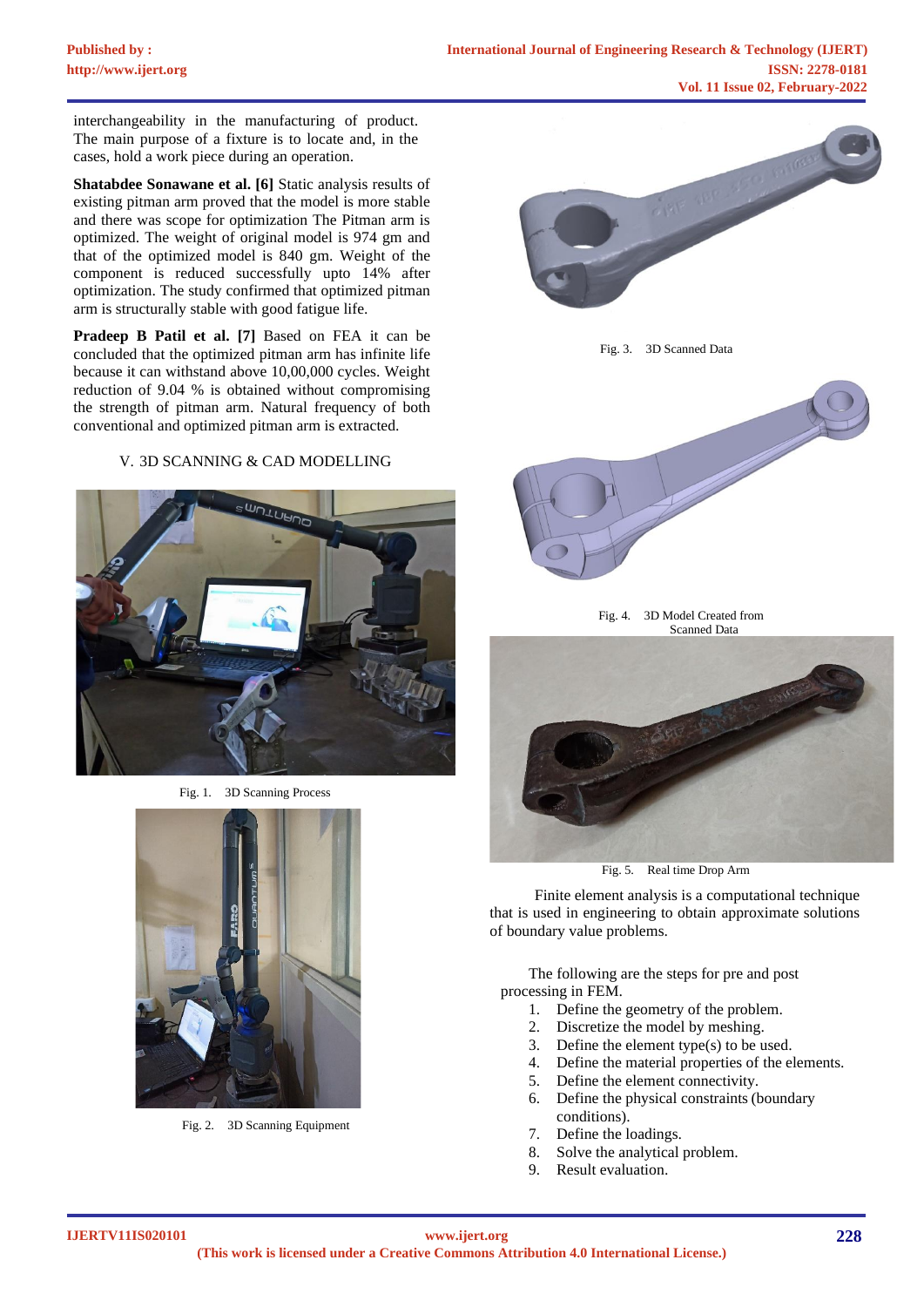interchangeability in the manufacturing of product. The main purpose of a fixture is to locate and, in the cases, hold a work piece during an operation.

**Shatabdee Sonawane et al. [6]** Static analysis results of existing pitman arm proved that the model is more stable and there was scope for optimization The Pitman arm is optimized. The weight of original model is 974 gm and that of the optimized model is 840 gm. Weight of the component is reduced successfully upto 14% after optimization. The study confirmed that optimized pitman arm is structurally stable with good fatigue life.

**Pradeep B Patil et al. [7]** Based on FEA it can be concluded that the optimized pitman arm has infinite life because it can withstand above 10,00,000 cycles. Weight reduction of 9.04 % is obtained without compromising the strength of pitman arm. Natural frequency of both conventional and optimized pitman arm is extracted.

## V. 3D SCANNING & CAD MODELLING

Fig. 1. 3D Scanning Process

Fig. 2. 3D Scanning Equipment

Fig. 3. 3D Scanned Data

Fig. 4. 3D Model Created from Scanned Data

Fig. 5. Real time Drop Arm

Finite element analysis is a computational technique that is used in engineering to obtain approximate solutions of boundary value problems.

The following are the steps for pre and post processing in FEM.

1. Define the geometry of the problem.
2. Discretize the model by meshing.
3. Define the element type(s) to be used.
4. Define the material properties of the elements.
5. Define the element connectivity.
6. Define the physical constraints (boundary conditions).
7. Define the loadings.
8. Solve the analytical problem.
9. Result evaluation.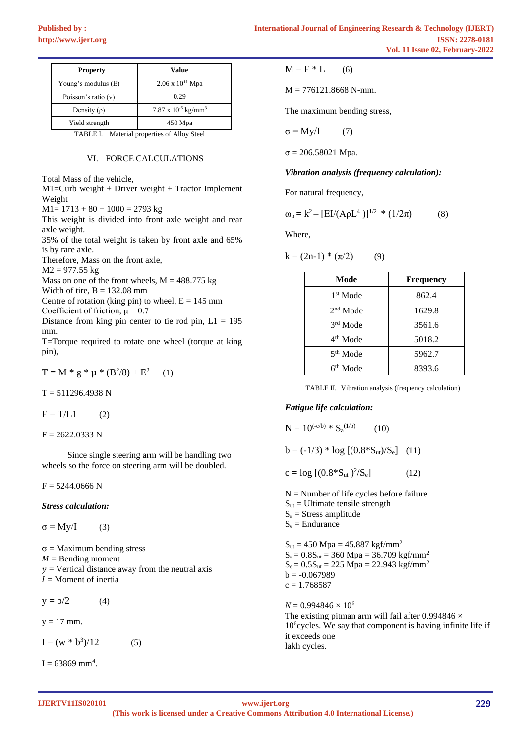| Property | Value |
|---|---|
| Young's modulus (E) | $2.06 \times 10^{11}$ Mpa |
| Poisson's ratio (v) | 0.29 |
| Density (ρ) | $7.87 \times 10^{-6}$ kg/mm$^3$ |
| Yield strength | 450 Mpa |

TABLE I. Material properties of Alloy Steel

## VI. FORCE CALCULATIONS

Total Mass of the vehicle,
M1=Curb weight + Driver weight + Tractor Implement Weight
M1= 1713 + 80 + 1000 = 2793 kg
This weight is divided into front axle weight and rear axle weight.
35% of the total weight is taken by front axle and 65% is by rare axle.
Therefore, Mass on the front axle,
M2 = 977.55 kg
Mass on one of the front wheels, M = 488.775 kg
Width of tire, B = 132.08 mm
Centre of rotation (king pin) to wheel, E = 145 mm
Coefficient of friction, μ = 0.7
Distance from king pin center to tie rod pin, L1 = 195 mm.
T=Torque required to rotate one wheel (torque at king pin),

$$T = M * g * \mu * (B^2/8) + E^2 \qquad (1)$$

T = 511296.4938 N

$$F = T/L1 \qquad (2)$$

F = 2622.0333 N

Since single steering arm will be handling two wheels so the force on steering arm will be doubled.

F = 5244.0666 N

***Stress calculation:***

$$\sigma = My/I \qquad (3)$$

σ = Maximum bending stress
*M* = Bending moment
*y* = Vertical distance away from the neutral axis
*I* = Moment of inertia

$$y = b/2 \qquad (4)$$

y = 17 mm.

$$I = (w * b^3)/12 \qquad (5)$$

I = 63869 mm$^4$.

$$M = F * L \qquad (6)$$

M = 776121.8668 N-mm.

The maximum bending stress,

$$\sigma = My/I \qquad (7)$$

σ = 206.58021 Mpa.

***Vibration analysis (frequency calculation):***

For natural frequency,

$$\omega_n = k^2 - [EI/(A\rho L^4)]^{1/2} * (1/2\pi) \qquad (8)$$

Where,

$$k = (2n-1) * (\pi/2) \qquad (9)$$

| Mode | Frequency |
|---|---|
| 1$^{st}$ Mode | 862.4 |
| 2$^{nd}$ Mode | 1629.8 |
| 3$^{rd}$ Mode | 3561.6 |
| 4$^{th}$ Mode | 5018.2 |
| 5$^{th}$ Mode | 5962.7 |
| 6$^{th}$ Mode | 8393.6 |

TABLE II. Vibration analysis (frequency calculation)

***Fatigue life calculation:***

$$N = 10^{(-c/b)} * S_a^{(1/b)} \qquad (10)$$

$$b = (-1/3) * \log [(0.8*S_{ut})/S_e] \qquad (11)$$

$$c = \log [(0.8*S_{ut})^2/S_e] \qquad (12)$$

N = Number of life cycles before failure
$S_{ut}$ = Ultimate tensile strength
$S_a$ = Stress amplitude
$S_e$ = Endurance

$S_{ut}$ = 450 Mpa = 45.887 kgf/mm$^2$
$S_a = 0.8S_{ut}$ = 360 Mpa = 36.709 kgf/mm$^2$
$S_e = 0.5S_{ut}$ = 225 Mpa = 22.943 kgf/mm$^2$
b = -0.067989
c = 1.768587

$N = 0.994846 \times 10^6$
The existing pitman arm will fail after $0.994846 \times 10^6$cycles. We say that component is having infinite life if it exceeds one lakh cycles.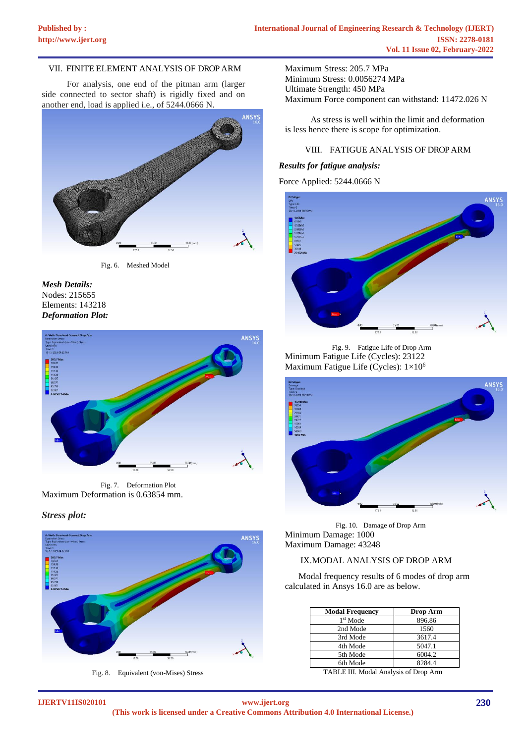## VII. FINITE ELEMENT ANALYSIS OF DROP ARM

For analysis, one end of the pitman arm (larger side connected to sector shaft) is rigidly fixed and on another end, load is applied i.e., of 5244.0666 N.

Fig. 6. Meshed Model

***Mesh Details:***

Nodes: 215655

Elements: 143218

***Deformation Plot:***

Fig. 7. Deformation Plot

Maximum Deformation is 0.63854 mm.

***Stress plot:***

Fig. 8. Equivalent (von-Mises) Stress

Maximum Stress: 205.7 MPa

Minimum Stress: 0.0056274 MPa

Ultimate Strength: 450 MPa

Maximum Force component can withstand: 11472.026 N

As stress is well within the limit and deformation is less hence there is scope for optimization.

## VIII. FATIGUE ANALYSIS OF DROP ARM

***Results for fatigue analysis:***

Force Applied: 5244.0666 N

Fig. 9. Fatigue Life of Drop Arm

Minimum Fatigue Life (Cycles): 23122

Maximum Fatigue Life (Cycles): $1\times10^6$

Fig. 10. Damage of Drop Arm

Minimum Damage: 1000

Maximum Damage: 43248

## IX. MODAL ANALYSIS OF DROP ARM

Modal frequency results of 6 modes of drop arm calculated in Ansys 16.0 are as below.

| Modal Frequency | Drop Arm |
|---|---|
| 1st Mode | 896.86 |
| 2nd Mode | 1560 |
| 3rd Mode | 3617.4 |
| 4th Mode | 5047.1 |
| 5th Mode | 6004.2 |
| 6th Mode | 8284.4 |

TABLE III. Modal Analysis of Drop Arm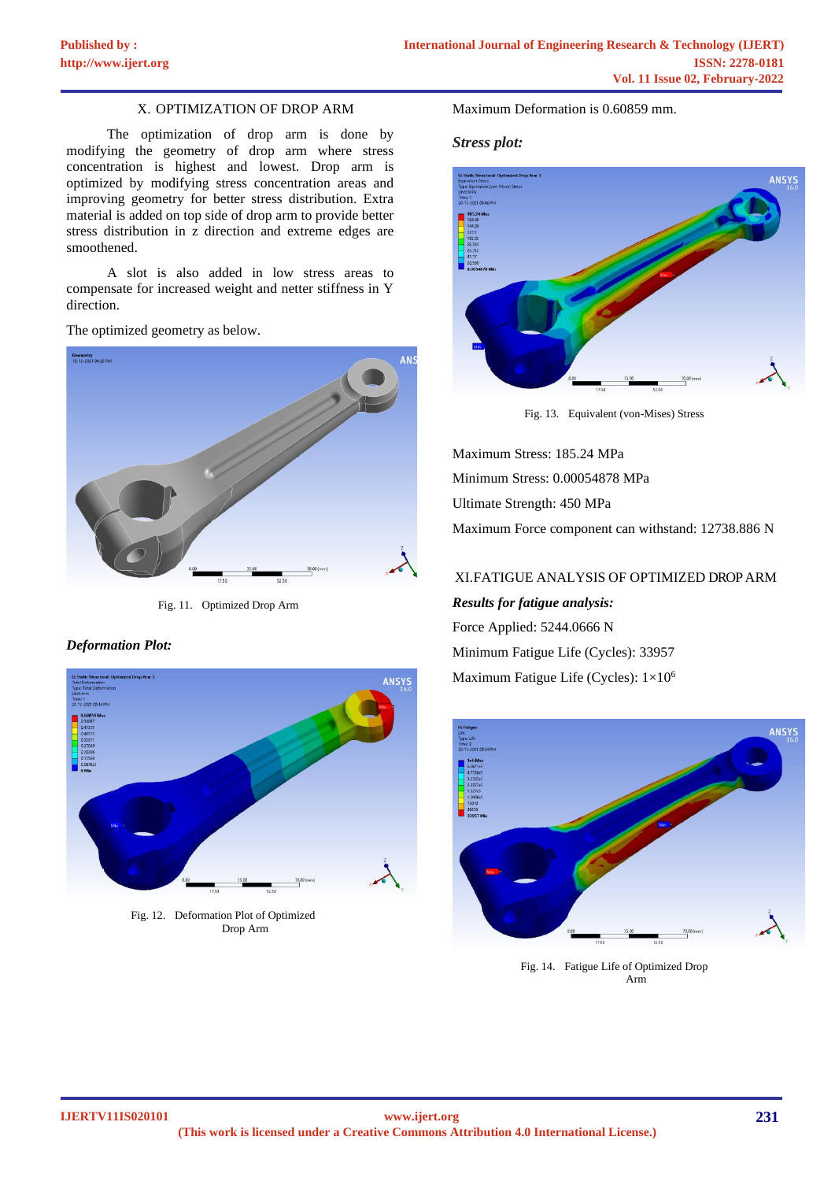## X. OPTIMIZATION OF DROP ARM

The optimization of drop arm is done by modifying the geometry of drop arm where stress concentration is highest and lowest. Drop arm is optimized by modifying stress concentration areas and improving geometry for better stress distribution. Extra material is added on top side of drop arm to provide better stress distribution in z direction and extreme edges are smoothened.

A slot is also added in low stress areas to compensate for increased weight and netter stiffness in Y direction.

The optimized geometry as below.

Fig. 11. Optimized Drop Arm

***Deformation Plot:***

Fig. 12. Deformation Plot of Optimized Drop Arm

Maximum Deformation is 0.60859 mm.

***Stress plot:***

Fig. 13. Equivalent (von-Mises) Stress

Maximum Stress: 185.24 MPa

Minimum Stress: 0.00054878 MPa

Ultimate Strength: 450 MPa

Maximum Force component can withstand: 12738.886 N

## XI. FATIGUE ANALYSIS OF OPTIMIZED DROP ARM

***Results for fatigue analysis:***

Force Applied: 5244.0666 N

Minimum Fatigue Life (Cycles): 33957

Maximum Fatigue Life (Cycles): $1\times10^6$

Fig. 14. Fatigue Life of Optimized Drop Arm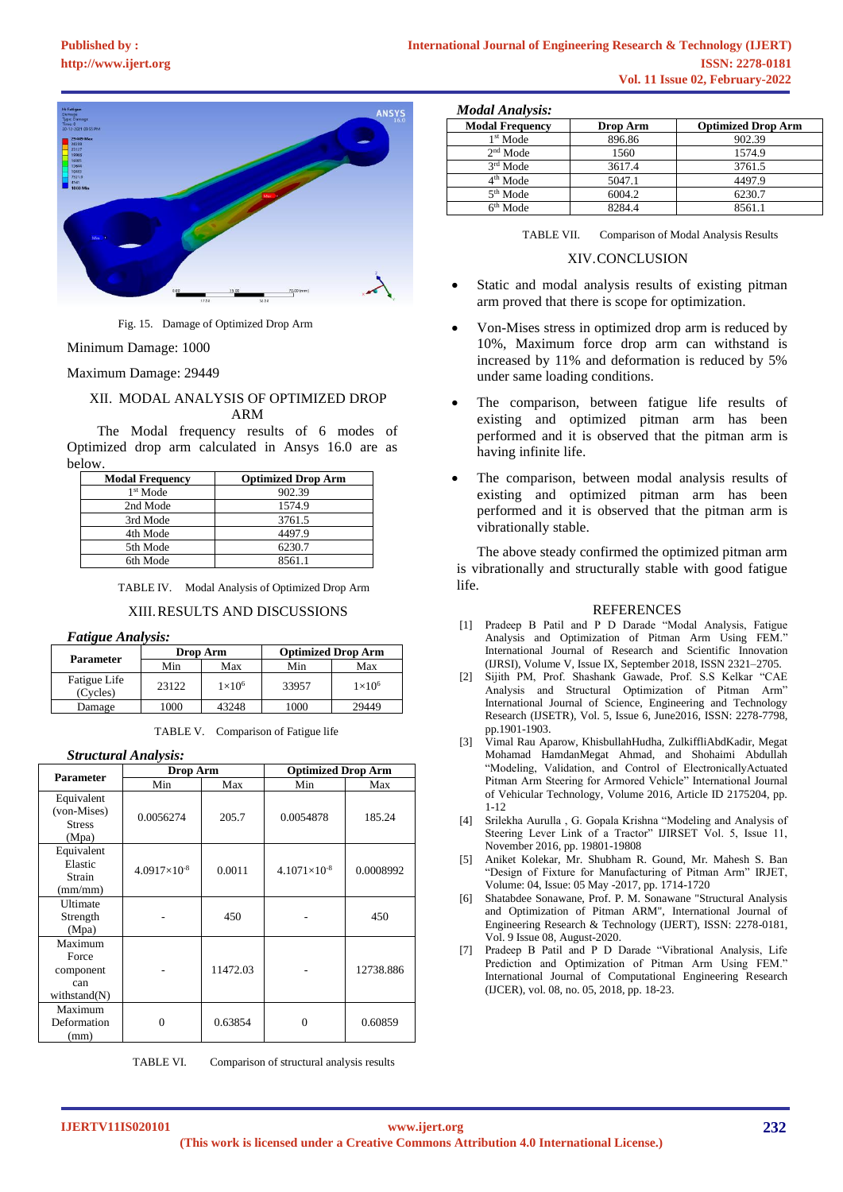Fig. 15. Damage of Optimized Drop Arm

Minimum Damage: 1000

Maximum Damage: 29449

## XII. MODAL ANALYSIS OF OPTIMIZED DROP ARM

The Modal frequency results of 6 modes of Optimized drop arm calculated in Ansys 16.0 are as below.

| Modal Frequency | Optimized Drop Arm |
|---|---|
| 1st Mode | 902.39 |
| 2nd Mode | 1574.9 |
| 3rd Mode | 3761.5 |
| 4th Mode | 4497.9 |
| 5th Mode | 6230.7 |
| 6th Mode | 8561.1 |

TABLE IV. Modal Analysis of Optimized Drop Arm

## XIII. RESULTS AND DISCUSSIONS

***Fatigue Analysis:***

| Parameter | Drop Arm | | Optimized Drop Arm | |
|---|---|---|---|---|
| | Min | Max | Min | Max |
| Fatigue Life (Cycles) | 23122 | $1\times10^6$ | 33957 | $1\times10^6$ |
| Damage | 1000 | 43248 | 1000 | 29449 |

TABLE V. Comparison of Fatigue life

***Structural Analysis:***

| Parameter | Drop Arm | | Optimized Drop Arm | |
|---|---|---|---|---|
| | Min | Max | Min | Max |
| Equivalent (von-Mises) Stress (Mpa) | 0.0056274 | 205.7 | 0.0054878 | 185.24 |
| Equivalent Elastic Strain (mm/mm) | $4.0917\times10^{-8}$ | 0.0011 | $4.1071\times10^{-8}$ | 0.0008992 |
| Ultimate Strength (Mpa) | - | 450 | - | 450 |
| Maximum Force component can withstand(N) | - | 11472.03 | - | 12738.886 |
| Maximum Deformation (mm) | 0 | 0.63854 | 0 | 0.60859 |

TABLE VI. Comparison of structural analysis results

***Modal Analysis:***

| Modal Frequency | Drop Arm | Optimized Drop Arm |
|---|---|---|
| 1st Mode | 896.86 | 902.39 |
| 2nd Mode | 1560 | 1574.9 |
| 3rd Mode | 3617.4 | 3761.5 |
| 4th Mode | 5047.1 | 4497.9 |
| 5th Mode | 6004.2 | 6230.7 |
| 6th Mode | 8284.4 | 8561.1 |

TABLE VII. Comparison of Modal Analysis Results

## XIV. CONCLUSION

- Static and modal analysis results of existing pitman arm proved that there is scope for optimization.
- Von-Mises stress in optimized drop arm is reduced by 10%, Maximum force drop arm can withstand is increased by 11% and deformation is reduced by 5% under same loading conditions.
- The comparison, between fatigue life results of existing and optimized pitman arm has been performed and it is observed that the pitman arm is having infinite life.
- The comparison, between modal analysis results of existing and optimized pitman arm has been performed and it is observed that the pitman arm is vibrationally stable.

The above steady confirmed the optimized pitman arm is vibrationally and structurally stable with good fatigue life.

## REFERENCES

[1] Pradeep B Patil and P D Darade "Modal Analysis, Fatigue Analysis and Optimization of Pitman Arm Using FEM." International Journal of Research and Scientific Innovation (IJRSI), Volume V, Issue IX, September 2018, ISSN 2321–2705.

[2] Sijith PM, Prof. Shashank Gawade, Prof. S.S Kelkar "CAE Analysis and Structural Optimization of Pitman Arm" International Journal of Science, Engineering and Technology Research (IJSETR), Vol. 5, Issue 6, June2016, ISSN: 2278-7798, pp.1901-1903.

[3] Vimal Rau Aparow, KhisbullahHudha, ZulkiffliAbdKadir, Megat Mohamad HamdanMegat Ahmad, and Shohaimi Abdullah "Modeling, Validation, and Control of ElectronicallyActuated Pitman Arm Steering for Armored Vehicle" International Journal of Vehicular Technology, Volume 2016, Article ID 2175204, pp. 1-12

[4] Srilekha Aurulla , G. Gopala Krishna "Modeling and Analysis of Steering Lever Link of a Tractor" IJIRSET Vol. 5, Issue 11, November 2016, pp. 19801-19808

[5] Aniket Kolekar, Mr. Shubham R. Gound, Mr. Mahesh S. Ban "Design of Fixture for Manufacturing of Pitman Arm" IRJET, Volume: 04, Issue: 05 May -2017, pp. 1714-1720

[6] Shatabdee Sonawane, Prof. P. M. Sonawane "Structural Analysis and Optimization of Pitman ARM", International Journal of Engineering Research & Technology (IJERT), ISSN: 2278-0181, Vol. 9 Issue 08, August-2020.

[7] Pradeep B Patil and P D Darade "Vibrational Analysis, Life Prediction and Optimization of Pitman Arm Using FEM." International Journal of Computational Engineering Research (IJCER), vol. 08, no. 05, 2018, pp. 18-23.